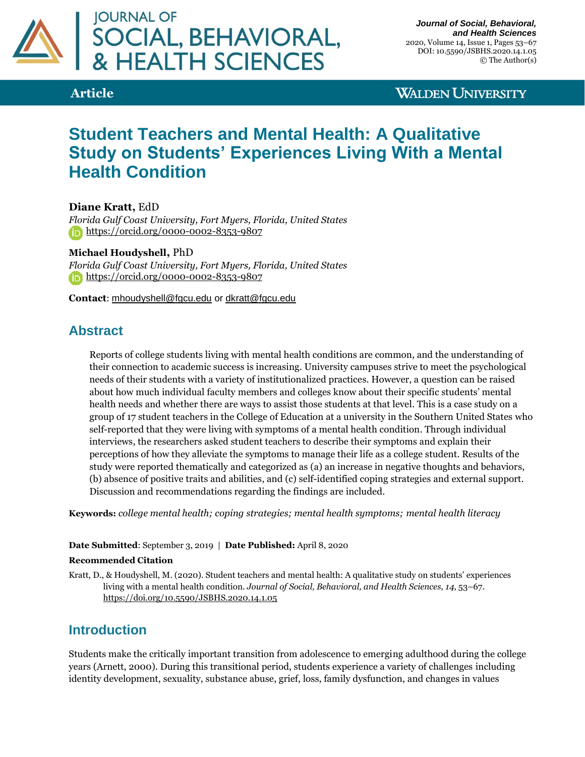Journal of Social, Behavioral, & Health Sciences

**Article**

# Student Teachers and Mental Health: A Qualitative Study on Students' Experiences Living With a Mental Health Condition

**Diane Kratt,** EdD
*Florida Gulf Coast University, Fort Myers, Florida, United States*
https://orcid.org/0000-0002-8353-9807

**Michael Houdyshell,** PhD
*Florida Gulf Coast University, Fort Myers, Florida, United States*
https://orcid.org/0000-0002-8353-9807

**Contact**: mhoudyshell@fgcu.edu or dkratt@fgcu.edu

## Abstract

Reports of college students living with mental health conditions are common, and the understanding of their connection to academic success is increasing. University campuses strive to meet the psychological needs of their students with a variety of institutionalized practices. However, a question can be raised about how much individual faculty members and colleges know about their specific students' mental health needs and whether there are ways to assist those students at that level. This is a case study on a group of 17 student teachers in the College of Education at a university in the Southern United States who self-reported that they were living with symptoms of a mental health condition. Through individual interviews, the researchers asked student teachers to describe their symptoms and explain their perceptions of how they alleviate the symptoms to manage their life as a college student. Results of the study were reported thematically and categorized as (a) an increase in negative thoughts and behaviors, (b) absence of positive traits and abilities, and (c) self-identified coping strategies and external support. Discussion and recommendations regarding the findings are included.

**Keywords:** *college mental health; coping strategies; mental health symptoms; mental health literacy*

**Date Submitted**: September 3, 2019 | **Date Published:** April 8, 2020

**Recommended Citation**

Kratt, D., & Houdyshell, M. (2020). Student teachers and mental health: A qualitative study on students' experiences living with a mental health condition. *Journal of Social, Behavioral, and Health Sciences, 14*, 53–67. https://doi.org/10.5590/JSBHS.2020.14.1.05

## Introduction

Students make the critically important transition from adolescence to emerging adulthood during the college years (Arnett, 2000). During this transitional period, students experience a variety of challenges including identity development, sexuality, substance abuse, grief, loss, family dysfunction, and changes in values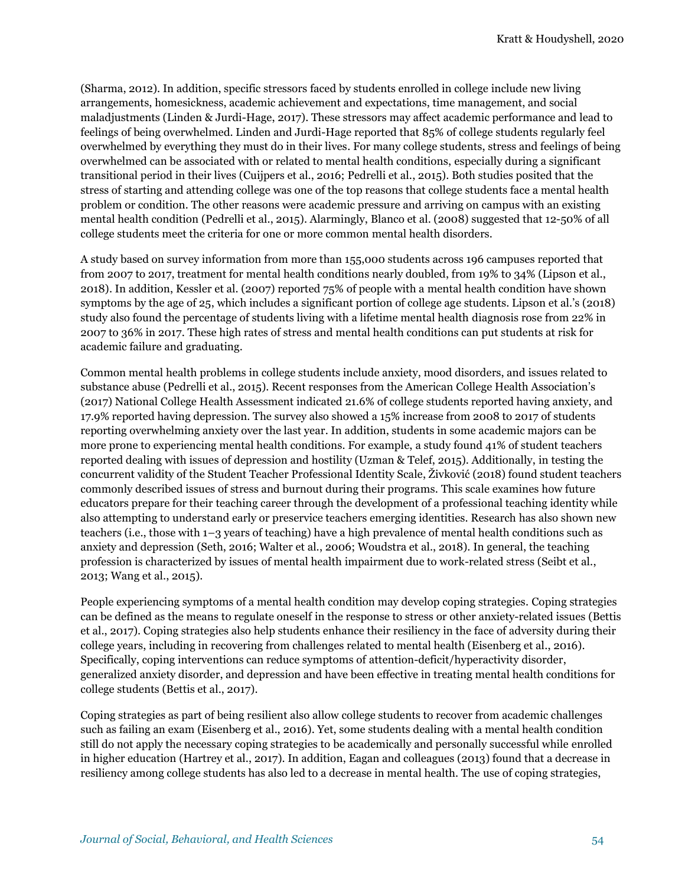(Sharma, 2012). In addition, specific stressors faced by students enrolled in college include new living arrangements, homesickness, academic achievement and expectations, time management, and social maladjustments (Linden & Jurdi-Hage, 2017). These stressors may affect academic performance and lead to feelings of being overwhelmed. Linden and Jurdi-Hage reported that 85% of college students regularly feel overwhelmed by everything they must do in their lives. For many college students, stress and feelings of being overwhelmed can be associated with or related to mental health conditions, especially during a significant transitional period in their lives (Cuijpers et al., 2016; Pedrelli et al., 2015). Both studies posited that the stress of starting and attending college was one of the top reasons that college students face a mental health problem or condition. The other reasons were academic pressure and arriving on campus with an existing mental health condition (Pedrelli et al., 2015). Alarmingly, Blanco et al. (2008) suggested that 12-50% of all college students meet the criteria for one or more common mental health disorders.

A study based on survey information from more than 155,000 students across 196 campuses reported that from 2007 to 2017, treatment for mental health conditions nearly doubled, from 19% to 34% (Lipson et al., 2018). In addition, Kessler et al. (2007) reported 75% of people with a mental health condition have shown symptoms by the age of 25, which includes a significant portion of college age students. Lipson et al.'s (2018) study also found the percentage of students living with a lifetime mental health diagnosis rose from 22% in 2007 to 36% in 2017. These high rates of stress and mental health conditions can put students at risk for academic failure and graduating.

Common mental health problems in college students include anxiety, mood disorders, and issues related to substance abuse (Pedrelli et al., 2015). Recent responses from the American College Health Association's (2017) National College Health Assessment indicated 21.6% of college students reported having anxiety, and 17.9% reported having depression. The survey also showed a 15% increase from 2008 to 2017 of students reporting overwhelming anxiety over the last year. In addition, students in some academic majors can be more prone to experiencing mental health conditions. For example, a study found 41% of student teachers reported dealing with issues of depression and hostility (Uzman & Telef, 2015). Additionally, in testing the concurrent validity of the Student Teacher Professional Identity Scale, Živković (2018) found student teachers commonly described issues of stress and burnout during their programs. This scale examines how future educators prepare for their teaching career through the development of a professional teaching identity while also attempting to understand early or preservice teachers emerging identities. Research has also shown new teachers (i.e., those with 1–3 years of teaching) have a high prevalence of mental health conditions such as anxiety and depression (Seth, 2016; Walter et al., 2006; Woudstra et al., 2018). In general, the teaching profession is characterized by issues of mental health impairment due to work-related stress (Seibt et al., 2013; Wang et al., 2015).

People experiencing symptoms of a mental health condition may develop coping strategies. Coping strategies can be defined as the means to regulate oneself in the response to stress or other anxiety-related issues (Bettis et al., 2017). Coping strategies also help students enhance their resiliency in the face of adversity during their college years, including in recovering from challenges related to mental health (Eisenberg et al., 2016). Specifically, coping interventions can reduce symptoms of attention-deficit/hyperactivity disorder, generalized anxiety disorder, and depression and have been effective in treating mental health conditions for college students (Bettis et al., 2017).

Coping strategies as part of being resilient also allow college students to recover from academic challenges such as failing an exam (Eisenberg et al., 2016). Yet, some students dealing with a mental health condition still do not apply the necessary coping strategies to be academically and personally successful while enrolled in higher education (Hartrey et al., 2017). In addition, Eagan and colleagues (2013) found that a decrease in resiliency among college students has also led to a decrease in mental health. The use of coping strategies,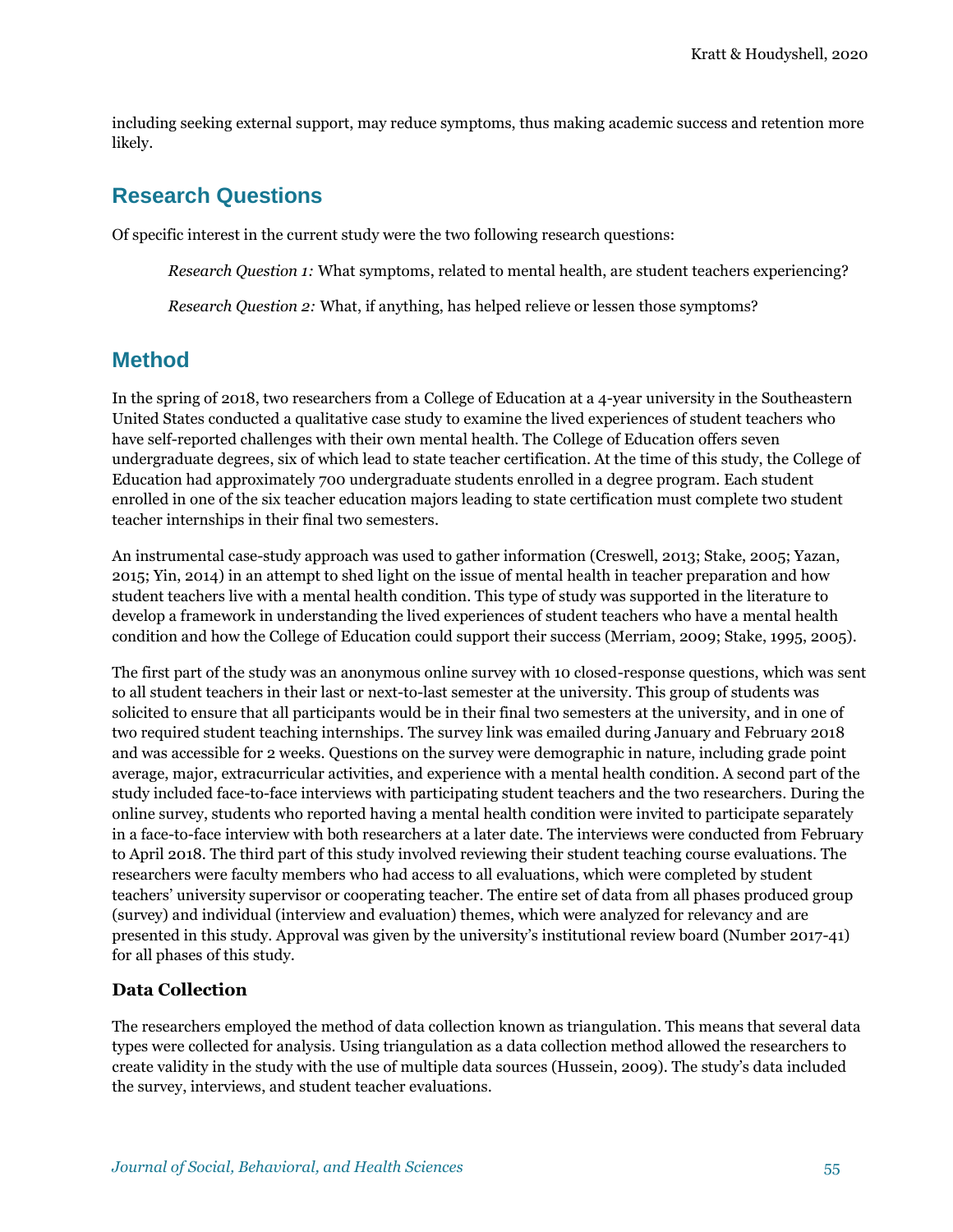including seeking external support, may reduce symptoms, thus making academic success and retention more likely.

## Research Questions

Of specific interest in the current study were the two following research questions:

> *Research Question 1:* What symptoms, related to mental health, are student teachers experiencing?
>
> *Research Question 2:* What, if anything, has helped relieve or lessen those symptoms?

## Method

In the spring of 2018, two researchers from a College of Education at a 4-year university in the Southeastern United States conducted a qualitative case study to examine the lived experiences of student teachers who have self-reported challenges with their own mental health. The College of Education offers seven undergraduate degrees, six of which lead to state teacher certification. At the time of this study, the College of Education had approximately 700 undergraduate students enrolled in a degree program. Each student enrolled in one of the six teacher education majors leading to state certification must complete two student teacher internships in their final two semesters.

An instrumental case-study approach was used to gather information (Creswell, 2013; Stake, 2005; Yazan, 2015; Yin, 2014) in an attempt to shed light on the issue of mental health in teacher preparation and how student teachers live with a mental health condition. This type of study was supported in the literature to develop a framework in understanding the lived experiences of student teachers who have a mental health condition and how the College of Education could support their success (Merriam, 2009; Stake, 1995, 2005).

The first part of the study was an anonymous online survey with 10 closed-response questions, which was sent to all student teachers in their last or next-to-last semester at the university. This group of students was solicited to ensure that all participants would be in their final two semesters at the university, and in one of two required student teaching internships. The survey link was emailed during January and February 2018 and was accessible for 2 weeks. Questions on the survey were demographic in nature, including grade point average, major, extracurricular activities, and experience with a mental health condition. A second part of the study included face-to-face interviews with participating student teachers and the two researchers. During the online survey, students who reported having a mental health condition were invited to participate separately in a face-to-face interview with both researchers at a later date. The interviews were conducted from February to April 2018. The third part of this study involved reviewing their student teaching course evaluations. The researchers were faculty members who had access to all evaluations, which were completed by student teachers' university supervisor or cooperating teacher. The entire set of data from all phases produced group (survey) and individual (interview and evaluation) themes, which were analyzed for relevancy and are presented in this study. Approval was given by the university's institutional review board (Number 2017-41) for all phases of this study.

### Data Collection

The researchers employed the method of data collection known as triangulation. This means that several data types were collected for analysis. Using triangulation as a data collection method allowed the researchers to create validity in the study with the use of multiple data sources (Hussein, 2009). The study's data included the survey, interviews, and student teacher evaluations.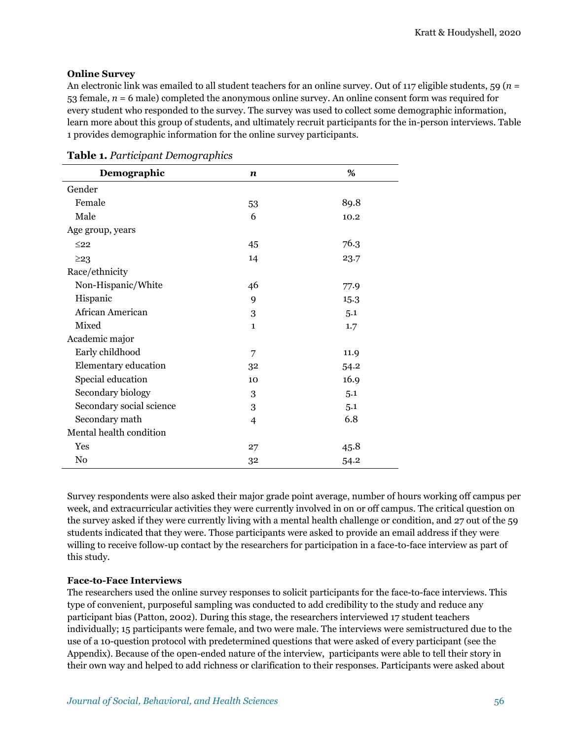**Online Survey**

An electronic link was emailed to all student teachers for an online survey. Out of 117 eligible students, 59 ($n$ = 53 female, $n$ = 6 male) completed the anonymous online survey. An online consent form was required for every student who responded to the survey. The survey was used to collect some demographic information, learn more about this group of students, and ultimately recruit participants for the in-person interviews. Table 1 provides demographic information for the online survey participants.

**Table 1.** *Participant Demographics*

| Demographic | $n$ | % |
|---|---|---|
| Gender | | |
| Female | 53 | 89.8 |
| Male | 6 | 10.2 |
| Age group, years | | |
| ≤22 | 45 | 76.3 |
| ≥23 | 14 | 23.7 |
| Race/ethnicity | | |
| Non-Hispanic/White | 46 | 77.9 |
| Hispanic | 9 | 15.3 |
| African American | 3 | 5.1 |
| Mixed | 1 | 1.7 |
| Academic major | | |
| Early childhood | 7 | 11.9 |
| Elementary education | 32 | 54.2 |
| Special education | 10 | 16.9 |
| Secondary biology | 3 | 5.1 |
| Secondary social science | 3 | 5.1 |
| Secondary math | 4 | 6.8 |
| Mental health condition | | |
| Yes | 27 | 45.8 |
| No | 32 | 54.2 |

Survey respondents were also asked their major grade point average, number of hours working off campus per week, and extracurricular activities they were currently involved in on or off campus. The critical question on the survey asked if they were currently living with a mental health challenge or condition, and 27 out of the 59 students indicated that they were. Those participants were asked to provide an email address if they were willing to receive follow-up contact by the researchers for participation in a face-to-face interview as part of this study.

**Face-to-Face Interviews**

The researchers used the online survey responses to solicit participants for the face-to-face interviews. This type of convenient, purposeful sampling was conducted to add credibility to the study and reduce any participant bias (Patton, 2002). During this stage, the researchers interviewed 17 student teachers individually; 15 participants were female, and two were male. The interviews were semistructured due to the use of a 10-question protocol with predetermined questions that were asked of every participant (see the Appendix). Because of the open-ended nature of the interview, participants were able to tell their story in their own way and helped to add richness or clarification to their responses. Participants were asked about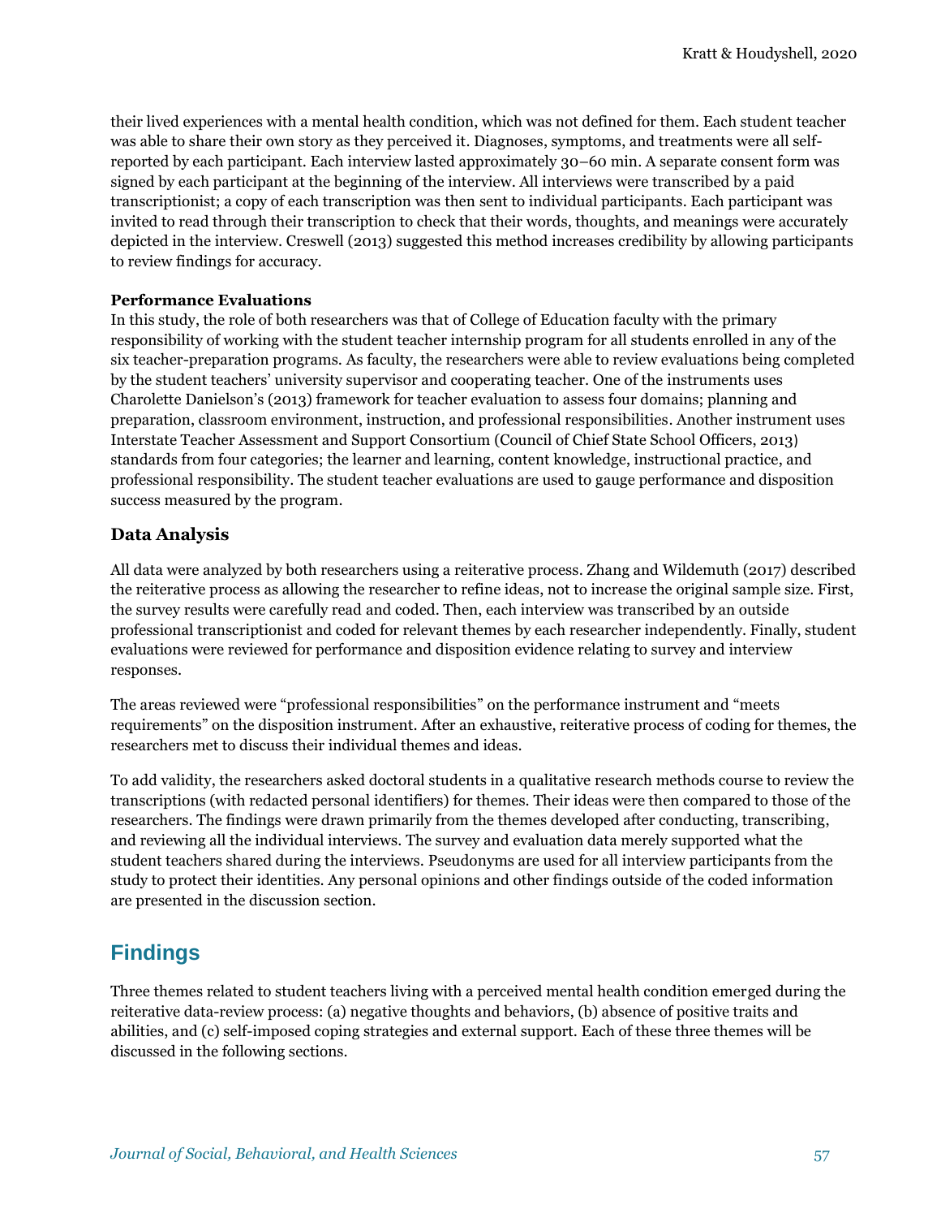their lived experiences with a mental health condition, which was not defined for them. Each student teacher was able to share their own story as they perceived it. Diagnoses, symptoms, and treatments were all self-reported by each participant. Each interview lasted approximately 30–60 min. A separate consent form was signed by each participant at the beginning of the interview. All interviews were transcribed by a paid transcriptionist; a copy of each transcription was then sent to individual participants. Each participant was invited to read through their transcription to check that their words, thoughts, and meanings were accurately depicted in the interview. Creswell (2013) suggested this method increases credibility by allowing participants to review findings for accuracy.

**Performance Evaluations**

In this study, the role of both researchers was that of College of Education faculty with the primary responsibility of working with the student teacher internship program for all students enrolled in any of the six teacher-preparation programs. As faculty, the researchers were able to review evaluations being completed by the student teachers' university supervisor and cooperating teacher. One of the instruments uses Charolette Danielson's (2013) framework for teacher evaluation to assess four domains; planning and preparation, classroom environment, instruction, and professional responsibilities. Another instrument uses Interstate Teacher Assessment and Support Consortium (Council of Chief State School Officers, 2013) standards from four categories; the learner and learning, content knowledge, instructional practice, and professional responsibility. The student teacher evaluations are used to gauge performance and disposition success measured by the program.

### Data Analysis

All data were analyzed by both researchers using a reiterative process. Zhang and Wildemuth (2017) described the reiterative process as allowing the researcher to refine ideas, not to increase the original sample size. First, the survey results were carefully read and coded. Then, each interview was transcribed by an outside professional transcriptionist and coded for relevant themes by each researcher independently. Finally, student evaluations were reviewed for performance and disposition evidence relating to survey and interview responses.

The areas reviewed were "professional responsibilities" on the performance instrument and "meets requirements" on the disposition instrument. After an exhaustive, reiterative process of coding for themes, the researchers met to discuss their individual themes and ideas.

To add validity, the researchers asked doctoral students in a qualitative research methods course to review the transcriptions (with redacted personal identifiers) for themes. Their ideas were then compared to those of the researchers. The findings were drawn primarily from the themes developed after conducting, transcribing, and reviewing all the individual interviews. The survey and evaluation data merely supported what the student teachers shared during the interviews. Pseudonyms are used for all interview participants from the study to protect their identities. Any personal opinions and other findings outside of the coded information are presented in the discussion section.

## Findings

Three themes related to student teachers living with a perceived mental health condition emerged during the reiterative data-review process: (a) negative thoughts and behaviors, (b) absence of positive traits and abilities, and (c) self-imposed coping strategies and external support. Each of these three themes will be discussed in the following sections.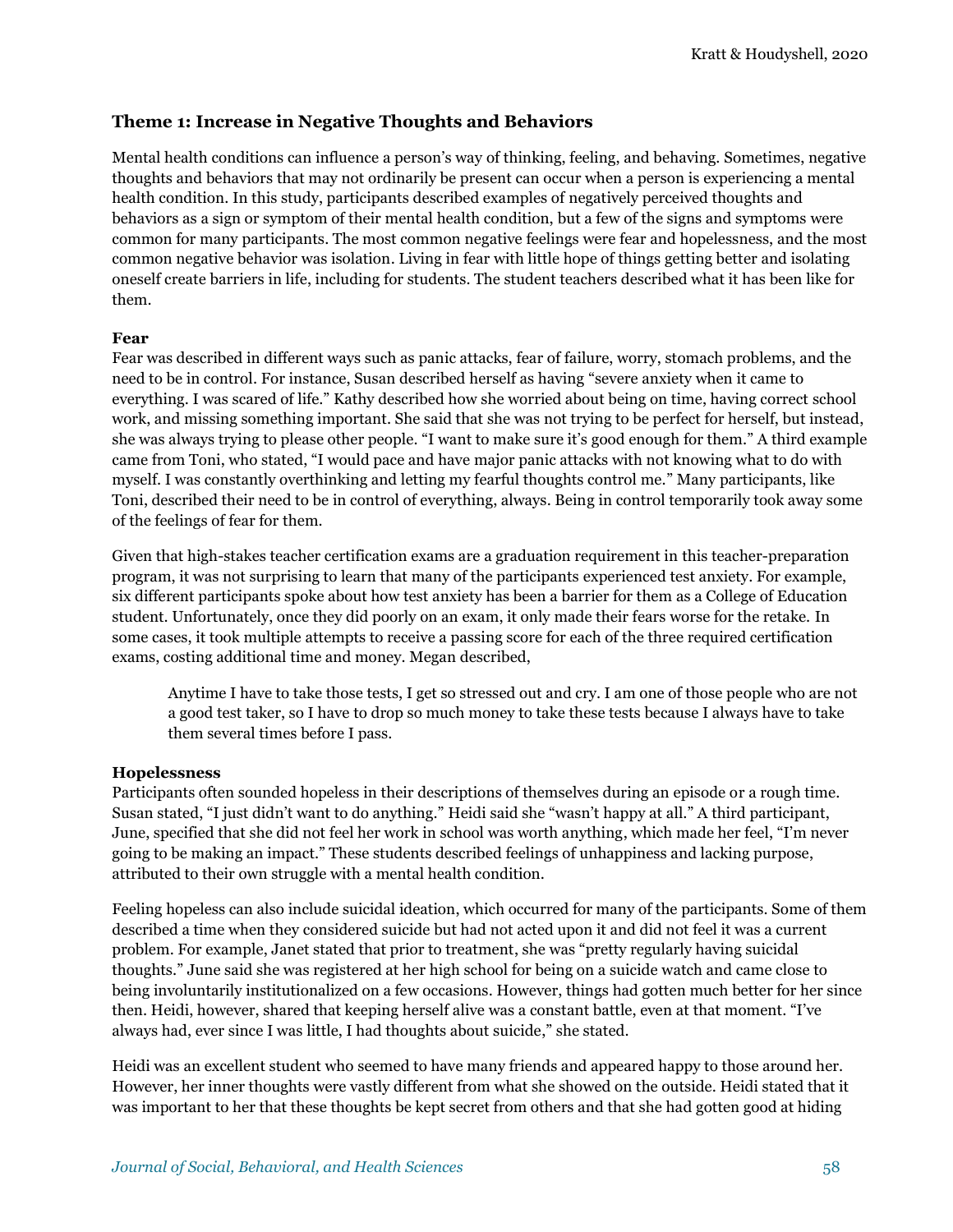### Theme 1: Increase in Negative Thoughts and Behaviors

Mental health conditions can influence a person's way of thinking, feeling, and behaving. Sometimes, negative thoughts and behaviors that may not ordinarily be present can occur when a person is experiencing a mental health condition. In this study, participants described examples of negatively perceived thoughts and behaviors as a sign or symptom of their mental health condition, but a few of the signs and symptoms were common for many participants. The most common negative feelings were fear and hopelessness, and the most common negative behavior was isolation. Living in fear with little hope of things getting better and isolating oneself create barriers in life, including for students. The student teachers described what it has been like for them.

#### Fear

Fear was described in different ways such as panic attacks, fear of failure, worry, stomach problems, and the need to be in control. For instance, Susan described herself as having "severe anxiety when it came to everything. I was scared of life." Kathy described how she worried about being on time, having correct school work, and missing something important. She said that she was not trying to be perfect for herself, but instead, she was always trying to please other people. "I want to make sure it's good enough for them." A third example came from Toni, who stated, "I would pace and have major panic attacks with not knowing what to do with myself. I was constantly overthinking and letting my fearful thoughts control me." Many participants, like Toni, described their need to be in control of everything, always. Being in control temporarily took away some of the feelings of fear for them.

Given that high-stakes teacher certification exams are a graduation requirement in this teacher-preparation program, it was not surprising to learn that many of the participants experienced test anxiety. For example, six different participants spoke about how test anxiety has been a barrier for them as a College of Education student. Unfortunately, once they did poorly on an exam, it only made their fears worse for the retake. In some cases, it took multiple attempts to receive a passing score for each of the three required certification exams, costing additional time and money. Megan described,

> Anytime I have to take those tests, I get so stressed out and cry. I am one of those people who are not a good test taker, so I have to drop so much money to take these tests because I always have to take them several times before I pass.

#### Hopelessness

Participants often sounded hopeless in their descriptions of themselves during an episode or a rough time. Susan stated, "I just didn't want to do anything." Heidi said she "wasn't happy at all." A third participant, June, specified that she did not feel her work in school was worth anything, which made her feel, "I'm never going to be making an impact." These students described feelings of unhappiness and lacking purpose, attributed to their own struggle with a mental health condition.

Feeling hopeless can also include suicidal ideation, which occurred for many of the participants. Some of them described a time when they considered suicide but had not acted upon it and did not feel it was a current problem. For example, Janet stated that prior to treatment, she was "pretty regularly having suicidal thoughts." June said she was registered at her high school for being on a suicide watch and came close to being involuntarily institutionalized on a few occasions. However, things had gotten much better for her since then. Heidi, however, shared that keeping herself alive was a constant battle, even at that moment. "I've always had, ever since I was little, I had thoughts about suicide," she stated.

Heidi was an excellent student who seemed to have many friends and appeared happy to those around her. However, her inner thoughts were vastly different from what she showed on the outside. Heidi stated that it was important to her that these thoughts be kept secret from others and that she had gotten good at hiding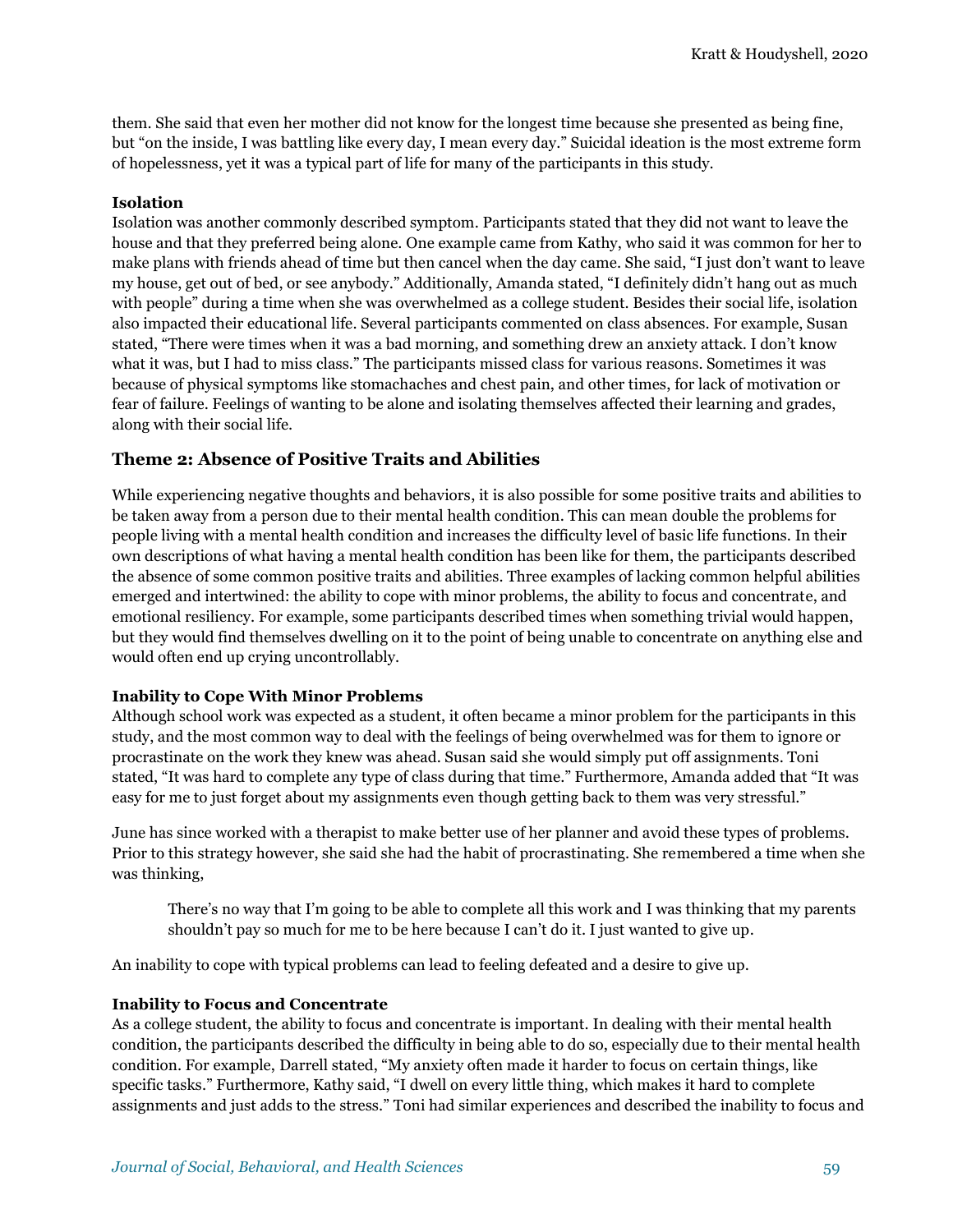them. She said that even her mother did not know for the longest time because she presented as being fine, but "on the inside, I was battling like every day, I mean every day." Suicidal ideation is the most extreme form of hopelessness, yet it was a typical part of life for many of the participants in this study.

#### Isolation

Isolation was another commonly described symptom. Participants stated that they did not want to leave the house and that they preferred being alone. One example came from Kathy, who said it was common for her to make plans with friends ahead of time but then cancel when the day came. She said, "I just don't want to leave my house, get out of bed, or see anybody." Additionally, Amanda stated, "I definitely didn't hang out as much with people" during a time when she was overwhelmed as a college student. Besides their social life, isolation also impacted their educational life. Several participants commented on class absences. For example, Susan stated, "There were times when it was a bad morning, and something drew an anxiety attack. I don't know what it was, but I had to miss class." The participants missed class for various reasons. Sometimes it was because of physical symptoms like stomachaches and chest pain, and other times, for lack of motivation or fear of failure. Feelings of wanting to be alone and isolating themselves affected their learning and grades, along with their social life.

### Theme 2: Absence of Positive Traits and Abilities

While experiencing negative thoughts and behaviors, it is also possible for some positive traits and abilities to be taken away from a person due to their mental health condition. This can mean double the problems for people living with a mental health condition and increases the difficulty level of basic life functions. In their own descriptions of what having a mental health condition has been like for them, the participants described the absence of some common positive traits and abilities. Three examples of lacking common helpful abilities emerged and intertwined: the ability to cope with minor problems, the ability to focus and concentrate, and emotional resiliency. For example, some participants described times when something trivial would happen, but they would find themselves dwelling on it to the point of being unable to concentrate on anything else and would often end up crying uncontrollably.

#### Inability to Cope With Minor Problems

Although school work was expected as a student, it often became a minor problem for the participants in this study, and the most common way to deal with the feelings of being overwhelmed was for them to ignore or procrastinate on the work they knew was ahead. Susan said she would simply put off assignments. Toni stated, "It was hard to complete any type of class during that time." Furthermore, Amanda added that "It was easy for me to just forget about my assignments even though getting back to them was very stressful."

June has since worked with a therapist to make better use of her planner and avoid these types of problems. Prior to this strategy however, she said she had the habit of procrastinating. She remembered a time when she was thinking,

> There's no way that I'm going to be able to complete all this work and I was thinking that my parents shouldn't pay so much for me to be here because I can't do it. I just wanted to give up.

An inability to cope with typical problems can lead to feeling defeated and a desire to give up.

#### Inability to Focus and Concentrate

As a college student, the ability to focus and concentrate is important. In dealing with their mental health condition, the participants described the difficulty in being able to do so, especially due to their mental health condition. For example, Darrell stated, "My anxiety often made it harder to focus on certain things, like specific tasks." Furthermore, Kathy said, "I dwell on every little thing, which makes it hard to complete assignments and just adds to the stress." Toni had similar experiences and described the inability to focus and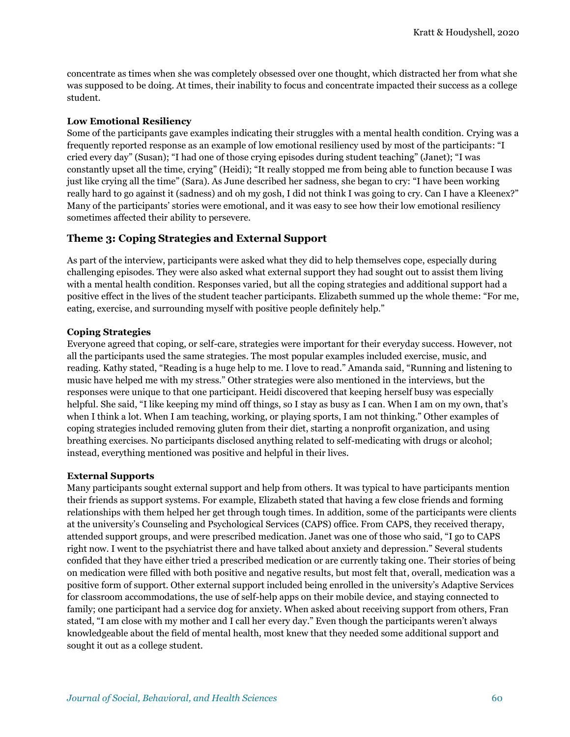concentrate as times when she was completely obsessed over one thought, which distracted her from what she was supposed to be doing. At times, their inability to focus and concentrate impacted their success as a college student.

### Low Emotional Resiliency

Some of the participants gave examples indicating their struggles with a mental health condition. Crying was a frequently reported response as an example of low emotional resiliency used by most of the participants: "I cried every day" (Susan); "I had one of those crying episodes during student teaching" (Janet); "I was constantly upset all the time, crying" (Heidi); "It really stopped me from being able to function because I was just like crying all the time" (Sara). As June described her sadness, she began to cry: "I have been working really hard to go against it (sadness) and oh my gosh, I did not think I was going to cry. Can I have a Kleenex?" Many of the participants' stories were emotional, and it was easy to see how their low emotional resiliency sometimes affected their ability to persevere.

## Theme 3: Coping Strategies and External Support

As part of the interview, participants were asked what they did to help themselves cope, especially during challenging episodes. They were also asked what external support they had sought out to assist them living with a mental health condition. Responses varied, but all the coping strategies and additional support had a positive effect in the lives of the student teacher participants. Elizabeth summed up the whole theme: "For me, eating, exercise, and surrounding myself with positive people definitely help."

### Coping Strategies

Everyone agreed that coping, or self-care, strategies were important for their everyday success. However, not all the participants used the same strategies. The most popular examples included exercise, music, and reading. Kathy stated, "Reading is a huge help to me. I love to read." Amanda said, "Running and listening to music have helped me with my stress." Other strategies were also mentioned in the interviews, but the responses were unique to that one participant. Heidi discovered that keeping herself busy was especially helpful. She said, "I like keeping my mind off things, so I stay as busy as I can. When I am on my own, that's when I think a lot. When I am teaching, working, or playing sports, I am not thinking." Other examples of coping strategies included removing gluten from their diet, starting a nonprofit organization, and using breathing exercises. No participants disclosed anything related to self-medicating with drugs or alcohol; instead, everything mentioned was positive and helpful in their lives.

### External Supports

Many participants sought external support and help from others. It was typical to have participants mention their friends as support systems. For example, Elizabeth stated that having a few close friends and forming relationships with them helped her get through tough times. In addition, some of the participants were clients at the university's Counseling and Psychological Services (CAPS) office. From CAPS, they received therapy, attended support groups, and were prescribed medication. Janet was one of those who said, "I go to CAPS right now. I went to the psychiatrist there and have talked about anxiety and depression." Several students confided that they have either tried a prescribed medication or are currently taking one. Their stories of being on medication were filled with both positive and negative results, but most felt that, overall, medication was a positive form of support. Other external support included being enrolled in the university's Adaptive Services for classroom accommodations, the use of self-help apps on their mobile device, and staying connected to family; one participant had a service dog for anxiety. When asked about receiving support from others, Fran stated, "I am close with my mother and I call her every day." Even though the participants weren't always knowledgeable about the field of mental health, most knew that they needed some additional support and sought it out as a college student.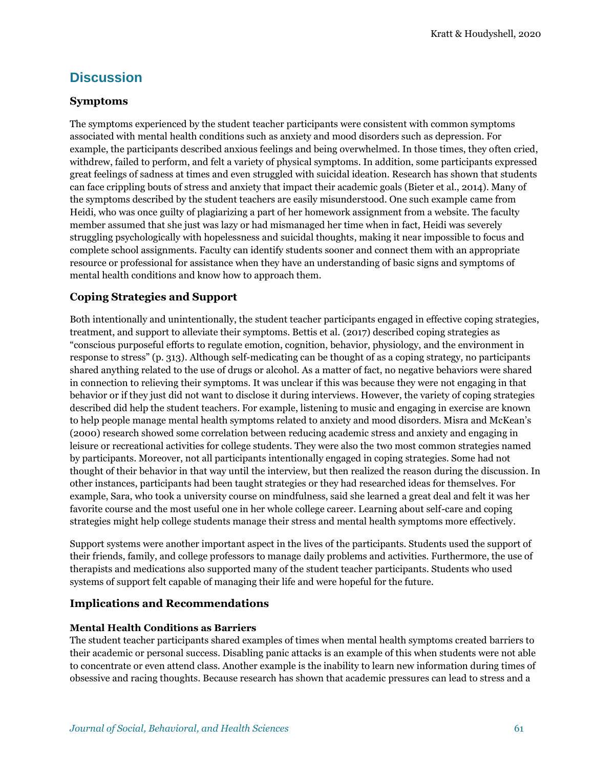## Discussion

### Symptoms

The symptoms experienced by the student teacher participants were consistent with common symptoms associated with mental health conditions such as anxiety and mood disorders such as depression. For example, the participants described anxious feelings and being overwhelmed. In those times, they often cried, withdrew, failed to perform, and felt a variety of physical symptoms. In addition, some participants expressed great feelings of sadness at times and even struggled with suicidal ideation. Research has shown that students can face crippling bouts of stress and anxiety that impact their academic goals (Bieter et al., 2014). Many of the symptoms described by the student teachers are easily misunderstood. One such example came from Heidi, who was once guilty of plagiarizing a part of her homework assignment from a website. The faculty member assumed that she just was lazy or had mismanaged her time when in fact, Heidi was severely struggling psychologically with hopelessness and suicidal thoughts, making it near impossible to focus and complete school assignments. Faculty can identify students sooner and connect them with an appropriate resource or professional for assistance when they have an understanding of basic signs and symptoms of mental health conditions and know how to approach them.

### Coping Strategies and Support

Both intentionally and unintentionally, the student teacher participants engaged in effective coping strategies, treatment, and support to alleviate their symptoms. Bettis et al. (2017) described coping strategies as "conscious purposeful efforts to regulate emotion, cognition, behavior, physiology, and the environment in response to stress" (p. 313). Although self-medicating can be thought of as a coping strategy, no participants shared anything related to the use of drugs or alcohol. As a matter of fact, no negative behaviors were shared in connection to relieving their symptoms. It was unclear if this was because they were not engaging in that behavior or if they just did not want to disclose it during interviews. However, the variety of coping strategies described did help the student teachers. For example, listening to music and engaging in exercise are known to help people manage mental health symptoms related to anxiety and mood disorders. Misra and McKean's (2000) research showed some correlation between reducing academic stress and anxiety and engaging in leisure or recreational activities for college students. They were also the two most common strategies named by participants. Moreover, not all participants intentionally engaged in coping strategies. Some had not thought of their behavior in that way until the interview, but then realized the reason during the discussion. In other instances, participants had been taught strategies or they had researched ideas for themselves. For example, Sara, who took a university course on mindfulness, said she learned a great deal and felt it was her favorite course and the most useful one in her whole college career. Learning about self-care and coping strategies might help college students manage their stress and mental health symptoms more effectively.

Support systems were another important aspect in the lives of the participants. Students used the support of their friends, family, and college professors to manage daily problems and activities. Furthermore, the use of therapists and medications also supported many of the student teacher participants. Students who used systems of support felt capable of managing their life and were hopeful for the future.

### Implications and Recommendations

#### Mental Health Conditions as Barriers

The student teacher participants shared examples of times when mental health symptoms created barriers to their academic or personal success. Disabling panic attacks is an example of this when students were not able to concentrate or even attend class. Another example is the inability to learn new information during times of obsessive and racing thoughts. Because research has shown that academic pressures can lead to stress and a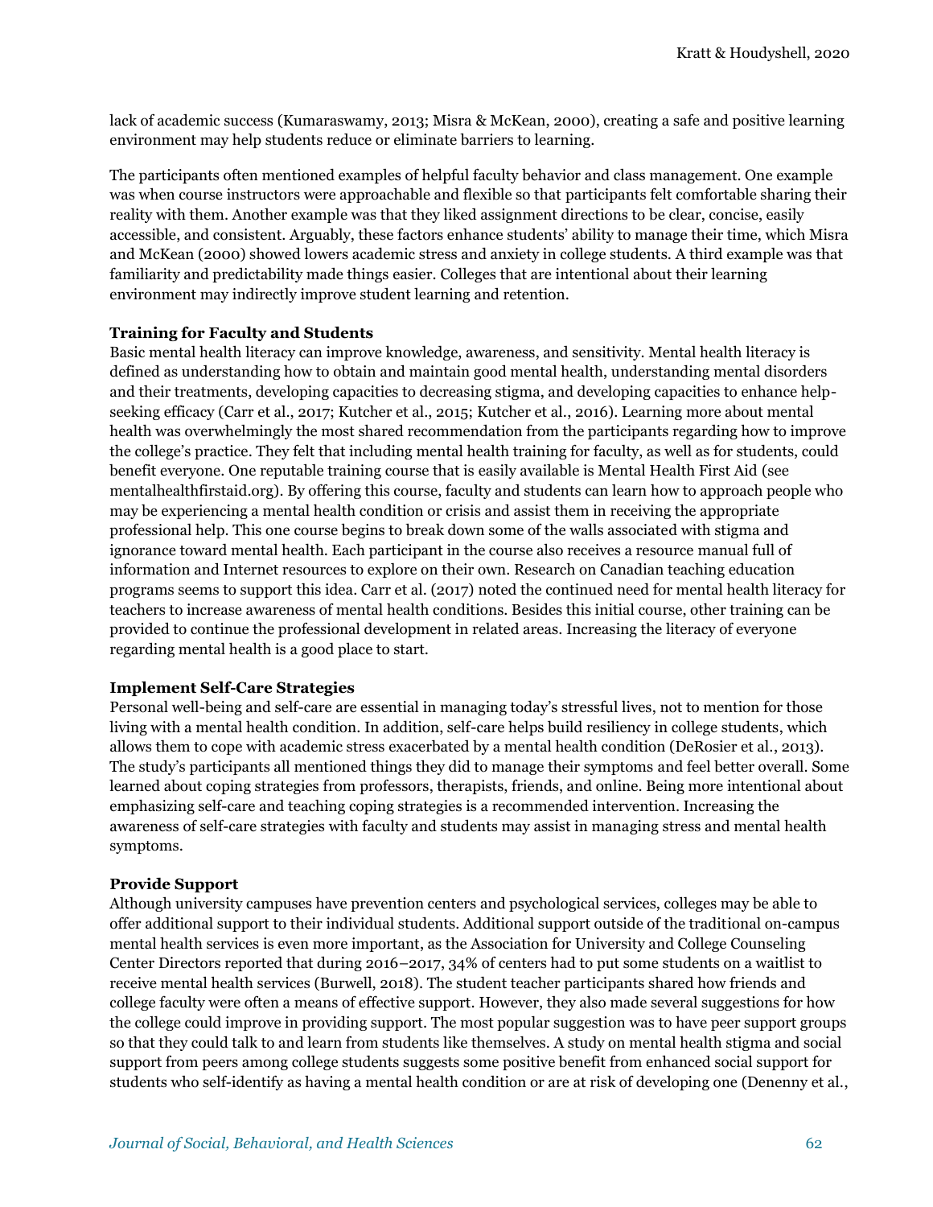lack of academic success (Kumaraswamy, 2013; Misra & McKean, 2000), creating a safe and positive learning environment may help students reduce or eliminate barriers to learning.

The participants often mentioned examples of helpful faculty behavior and class management. One example was when course instructors were approachable and flexible so that participants felt comfortable sharing their reality with them. Another example was that they liked assignment directions to be clear, concise, easily accessible, and consistent. Arguably, these factors enhance students' ability to manage their time, which Misra and McKean (2000) showed lowers academic stress and anxiety in college students. A third example was that familiarity and predictability made things easier. Colleges that are intentional about their learning environment may indirectly improve student learning and retention.

### Training for Faculty and Students

Basic mental health literacy can improve knowledge, awareness, and sensitivity. Mental health literacy is defined as understanding how to obtain and maintain good mental health, understanding mental disorders and their treatments, developing capacities to decreasing stigma, and developing capacities to enhance help-seeking efficacy (Carr et al., 2017; Kutcher et al., 2015; Kutcher et al., 2016). Learning more about mental health was overwhelmingly the most shared recommendation from the participants regarding how to improve the college's practice. They felt that including mental health training for faculty, as well as for students, could benefit everyone. One reputable training course that is easily available is Mental Health First Aid (see mentalhealthfirstaid.org). By offering this course, faculty and students can learn how to approach people who may be experiencing a mental health condition or crisis and assist them in receiving the appropriate professional help. This one course begins to break down some of the walls associated with stigma and ignorance toward mental health. Each participant in the course also receives a resource manual full of information and Internet resources to explore on their own. Research on Canadian teaching education programs seems to support this idea. Carr et al. (2017) noted the continued need for mental health literacy for teachers to increase awareness of mental health conditions. Besides this initial course, other training can be provided to continue the professional development in related areas. Increasing the literacy of everyone regarding mental health is a good place to start.

### Implement Self-Care Strategies

Personal well-being and self-care are essential in managing today's stressful lives, not to mention for those living with a mental health condition. In addition, self-care helps build resiliency in college students, which allows them to cope with academic stress exacerbated by a mental health condition (DeRosier et al., 2013). The study's participants all mentioned things they did to manage their symptoms and feel better overall. Some learned about coping strategies from professors, therapists, friends, and online. Being more intentional about emphasizing self-care and teaching coping strategies is a recommended intervention. Increasing the awareness of self-care strategies with faculty and students may assist in managing stress and mental health symptoms.

### Provide Support

Although university campuses have prevention centers and psychological services, colleges may be able to offer additional support to their individual students. Additional support outside of the traditional on-campus mental health services is even more important, as the Association for University and College Counseling Center Directors reported that during 2016–2017, 34% of centers had to put some students on a waitlist to receive mental health services (Burwell, 2018). The student teacher participants shared how friends and college faculty were often a means of effective support. However, they also made several suggestions for how the college could improve in providing support. The most popular suggestion was to have peer support groups so that they could talk to and learn from students like themselves. A study on mental health stigma and social support from peers among college students suggests some positive benefit from enhanced social support for students who self-identify as having a mental health condition or are at risk of developing one (Denenny et al.,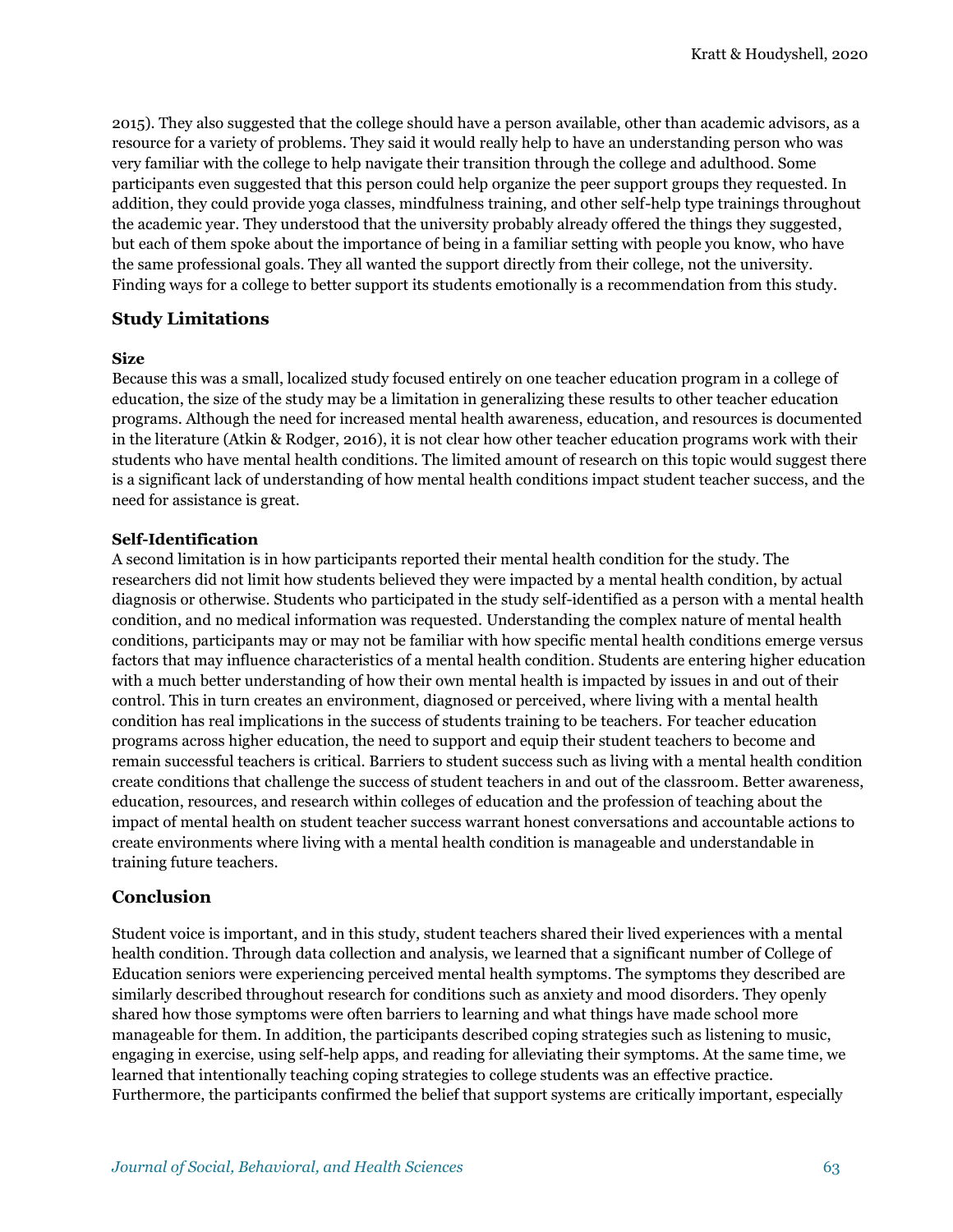2015). They also suggested that the college should have a person available, other than academic advisors, as a resource for a variety of problems. They said it would really help to have an understanding person who was very familiar with the college to help navigate their transition through the college and adulthood. Some participants even suggested that this person could help organize the peer support groups they requested. In addition, they could provide yoga classes, mindfulness training, and other self-help type trainings throughout the academic year. They understood that the university probably already offered the things they suggested, but each of them spoke about the importance of being in a familiar setting with people you know, who have the same professional goals. They all wanted the support directly from their college, not the university. Finding ways for a college to better support its students emotionally is a recommendation from this study.

## Study Limitations

### Size

Because this was a small, localized study focused entirely on one teacher education program in a college of education, the size of the study may be a limitation in generalizing these results to other teacher education programs. Although the need for increased mental health awareness, education, and resources is documented in the literature (Atkin & Rodger, 2016), it is not clear how other teacher education programs work with their students who have mental health conditions. The limited amount of research on this topic would suggest there is a significant lack of understanding of how mental health conditions impact student teacher success, and the need for assistance is great.

### Self-Identification

A second limitation is in how participants reported their mental health condition for the study. The researchers did not limit how students believed they were impacted by a mental health condition, by actual diagnosis or otherwise. Students who participated in the study self-identified as a person with a mental health condition, and no medical information was requested. Understanding the complex nature of mental health conditions, participants may or may not be familiar with how specific mental health conditions emerge versus factors that may influence characteristics of a mental health condition. Students are entering higher education with a much better understanding of how their own mental health is impacted by issues in and out of their control. This in turn creates an environment, diagnosed or perceived, where living with a mental health condition has real implications in the success of students training to be teachers. For teacher education programs across higher education, the need to support and equip their student teachers to become and remain successful teachers is critical. Barriers to student success such as living with a mental health condition create conditions that challenge the success of student teachers in and out of the classroom. Better awareness, education, resources, and research within colleges of education and the profession of teaching about the impact of mental health on student teacher success warrant honest conversations and accountable actions to create environments where living with a mental health condition is manageable and understandable in training future teachers.

## Conclusion

Student voice is important, and in this study, student teachers shared their lived experiences with a mental health condition. Through data collection and analysis, we learned that a significant number of College of Education seniors were experiencing perceived mental health symptoms. The symptoms they described are similarly described throughout research for conditions such as anxiety and mood disorders. They openly shared how those symptoms were often barriers to learning and what things have made school more manageable for them. In addition, the participants described coping strategies such as listening to music, engaging in exercise, using self-help apps, and reading for alleviating their symptoms. At the same time, we learned that intentionally teaching coping strategies to college students was an effective practice. Furthermore, the participants confirmed the belief that support systems are critically important, especially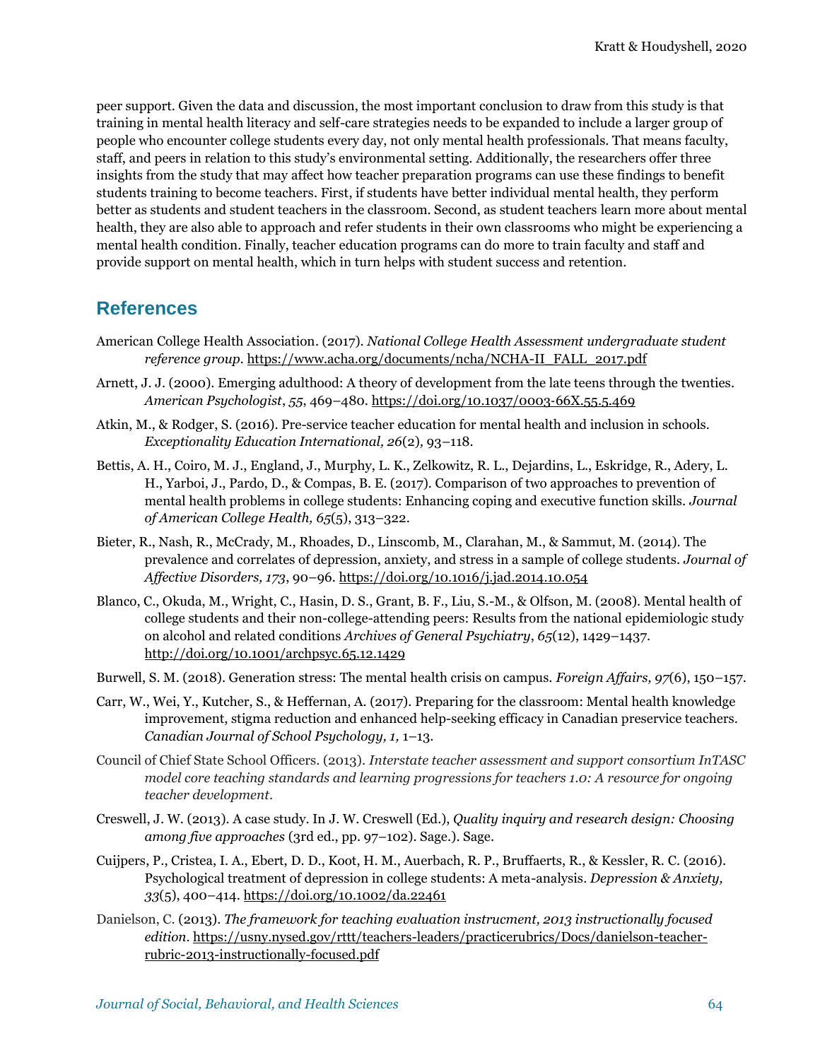peer support. Given the data and discussion, the most important conclusion to draw from this study is that training in mental health literacy and self-care strategies needs to be expanded to include a larger group of people who encounter college students every day, not only mental health professionals. That means faculty, staff, and peers in relation to this study's environmental setting. Additionally, the researchers offer three insights from the study that may affect how teacher preparation programs can use these findings to benefit students training to become teachers. First, if students have better individual mental health, they perform better as students and student teachers in the classroom. Second, as student teachers learn more about mental health, they are also able to approach and refer students in their own classrooms who might be experiencing a mental health condition. Finally, teacher education programs can do more to train faculty and staff and provide support on mental health, which in turn helps with student success and retention.

## References

American College Health Association. (2017). *National College Health Assessment undergraduate student reference group*. https://www.acha.org/documents/ncha/NCHA-II_FALL_2017.pdf

Arnett, J. J. (2000). Emerging adulthood: A theory of development from the late teens through the twenties. *American Psychologist*, *55*, 469–480. https://doi.org/10.1037/0003-66X.55.5.469

Atkin, M., & Rodger, S. (2016). Pre-service teacher education for mental health and inclusion in schools. *Exceptionality Education International, 26*(2)*,* 93–118.

Bettis, A. H., Coiro, M. J., England, J., Murphy, L. K., Zelkowitz, R. L., Dejardins, L., Eskridge, R., Adery, L. H., Yarboi, J., Pardo, D., & Compas, B. E. (2017). Comparison of two approaches to prevention of mental health problems in college students: Enhancing coping and executive function skills. *Journal of American College Health, 65*(5), 313–322.

Bieter, R., Nash, R., McCrady, M., Rhoades, D., Linscomb, M., Clarahan, M., & Sammut, M. (2014). The prevalence and correlates of depression, anxiety, and stress in a sample of college students. *Journal of Affective Disorders, 173*, 90–96. https://doi.org/10.1016/j.jad.2014.10.054

Blanco, C., Okuda, M., Wright, C., Hasin, D. S., Grant, B. F., Liu, S.-M., & Olfson, M. (2008). Mental health of college students and their non-college-attending peers: Results from the national epidemiologic study on alcohol and related conditions *Archives of General Psychiatry*, *65*(12), 1429–1437. http://doi.org/10.1001/archpsyc.65.12.1429

Burwell, S. M. (2018). Generation stress: The mental health crisis on campus. *Foreign Affairs, 97*(6), 150–157.

Carr, W., Wei, Y., Kutcher, S., & Heffernan, A. (2017). Preparing for the classroom: Mental health knowledge improvement, stigma reduction and enhanced help-seeking efficacy in Canadian preservice teachers. *Canadian Journal of School Psychology, 1,* 1–13.

Council of Chief State School Officers. (2013). *Interstate teacher assessment and support consortium InTASC model core teaching standards and learning progressions for teachers 1.0: A resource for ongoing teacher development*.

Creswell, J. W. (2013). A case study. In J. W. Creswell (Ed.), *Quality inquiry and research design: Choosing among five approaches* (3rd ed., pp. 97–102). Sage.). Sage.

Cuijpers, P., Cristea, I. A., Ebert, D. D., Koot, H. M., Auerbach, R. P., Bruffaerts, R., & Kessler, R. C. (2016). Psychological treatment of depression in college students: A meta-analysis. *Depression & Anxiety, 33*(5), 400–414. https://doi.org/10.1002/da.22461

Danielson, C. (2013). *The framework for teaching evaluation instrucment, 2013 instructionally focused edition*. https://usny.nysed.gov/rttt/teachers-leaders/practicerubrics/Docs/danielson-teacher-rubric-2013-instructionally-focused.pdf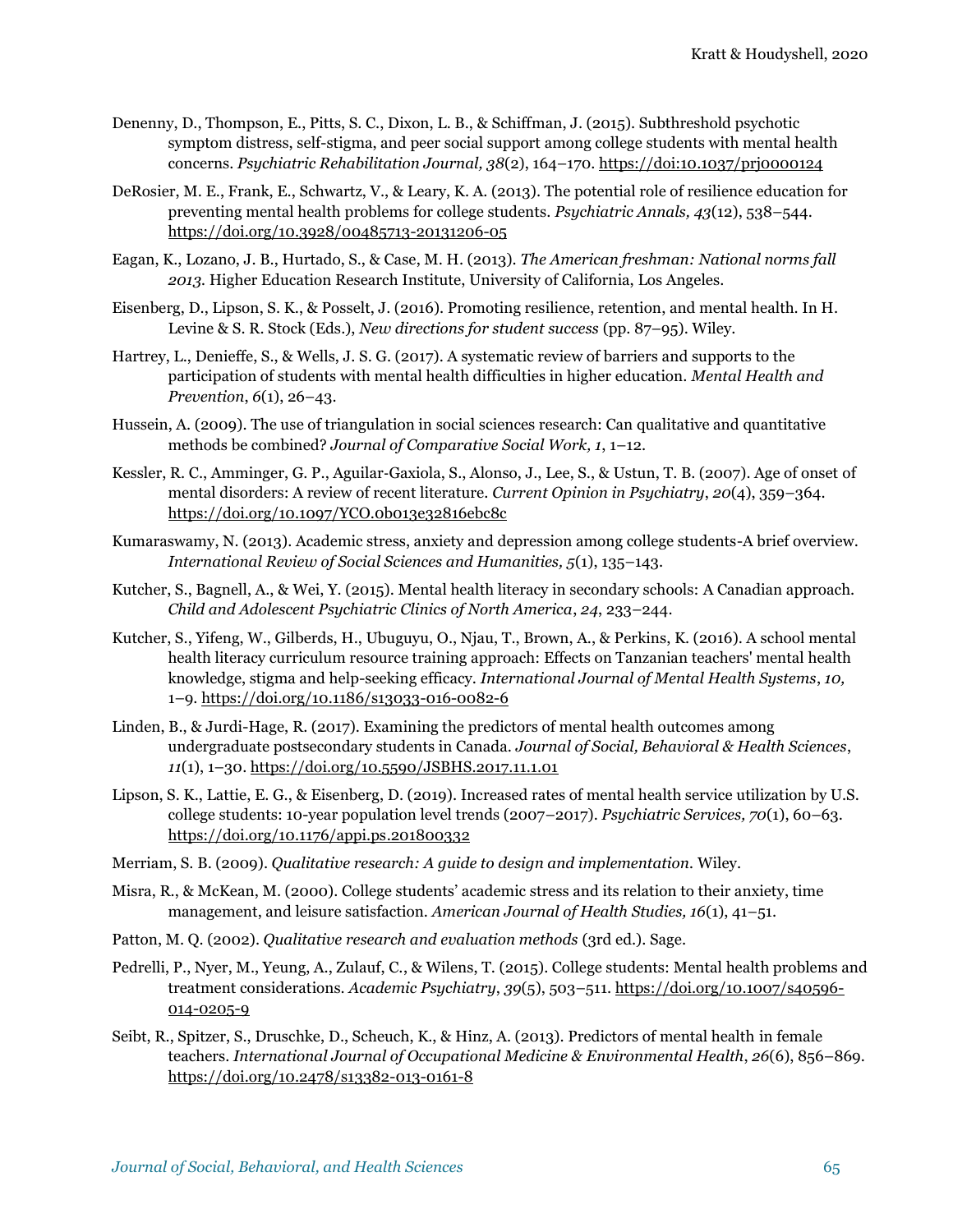Denenny, D., Thompson, E., Pitts, S. C., Dixon, L. B., & Schiffman, J. (2015). Subthreshold psychotic symptom distress, self-stigma, and peer social support among college students with mental health concerns. *Psychiatric Rehabilitation Journal, 38*(2), 164–170. https://doi:10.1037/prj0000124

DeRosier, M. E., Frank, E., Schwartz, V., & Leary, K. A. (2013). The potential role of resilience education for preventing mental health problems for college students. *Psychiatric Annals, 43*(12), 538–544. https://doi.org/10.3928/00485713-20131206-05

Eagan, K., Lozano, J. B., Hurtado, S., & Case, M. H. (2013). *The American freshman: National norms fall 2013.* Higher Education Research Institute, University of California, Los Angeles.

Eisenberg, D., Lipson, S. K., & Posselt, J. (2016). Promoting resilience, retention, and mental health. In H. Levine & S. R. Stock (Eds.), *New directions for student success* (pp. 87–95). Wiley.

Hartrey, L., Denieffe, S., & Wells, J. S. G. (2017). A systematic review of barriers and supports to the participation of students with mental health difficulties in higher education. *Mental Health and Prevention*, *6*(1), 26–43.

Hussein, A. (2009). The use of triangulation in social sciences research: Can qualitative and quantitative methods be combined? *Journal of Comparative Social Work, 1*, 1–12.

Kessler, R. C., Amminger, G. P., Aguilar-Gaxiola, S., Alonso, J., Lee, S., & Ustun, T. B. (2007). Age of onset of mental disorders: A review of recent literature. *Current Opinion in Psychiatry*, *20*(4), 359–364. https://doi.org/10.1097/YCO.0b013e32816ebc8c

Kumaraswamy, N. (2013). Academic stress, anxiety and depression among college students-A brief overview. *International Review of Social Sciences and Humanities, 5*(1), 135–143.

Kutcher, S., Bagnell, A., & Wei, Y. (2015). Mental health literacy in secondary schools: A Canadian approach. *Child and Adolescent Psychiatric Clinics of North America*, *24*, 233–244.

Kutcher, S., Yifeng, W., Gilberds, H., Ubuguyu, O., Njau, T., Brown, A., & Perkins, K. (2016). A school mental health literacy curriculum resource training approach: Effects on Tanzanian teachers' mental health knowledge, stigma and help-seeking efficacy. *International Journal of Mental Health Systems*, *10,* 1–9. https://doi.org/10.1186/s13033-016-0082-6

Linden, B., & Jurdi-Hage, R. (2017). Examining the predictors of mental health outcomes among undergraduate postsecondary students in Canada. *Journal of Social, Behavioral & Health Sciences*, *11*(1), 1–30. https://doi.org/10.5590/JSBHS.2017.11.1.01

Lipson, S. K., Lattie, E. G., & Eisenberg, D. (2019). Increased rates of mental health service utilization by U.S. college students: 10-year population level trends (2007–2017). *Psychiatric Services, 70*(1), 60–63. https://doi.org/10.1176/appi.ps.201800332

Merriam, S. B. (2009). *Qualitative research: A guide to design and implementation.* Wiley.

Misra, R., & McKean, M. (2000). College students' academic stress and its relation to their anxiety, time management, and leisure satisfaction. *American Journal of Health Studies, 16*(1), 41–51.

Patton, M. Q. (2002). *Qualitative research and evaluation methods* (3rd ed.). Sage.

Pedrelli, P., Nyer, M., Yeung, A., Zulauf, C., & Wilens, T. (2015). College students: Mental health problems and treatment considerations. *Academic Psychiatry*, *39*(5), 503–511. https://doi.org/10.1007/s40596-014-0205-9

Seibt, R., Spitzer, S., Druschke, D., Scheuch, K., & Hinz, A. (2013). Predictors of mental health in female teachers. *International Journal of Occupational Medicine & Environmental Health*, *26*(6), 856–869. https://doi.org/10.2478/s13382-013-0161-8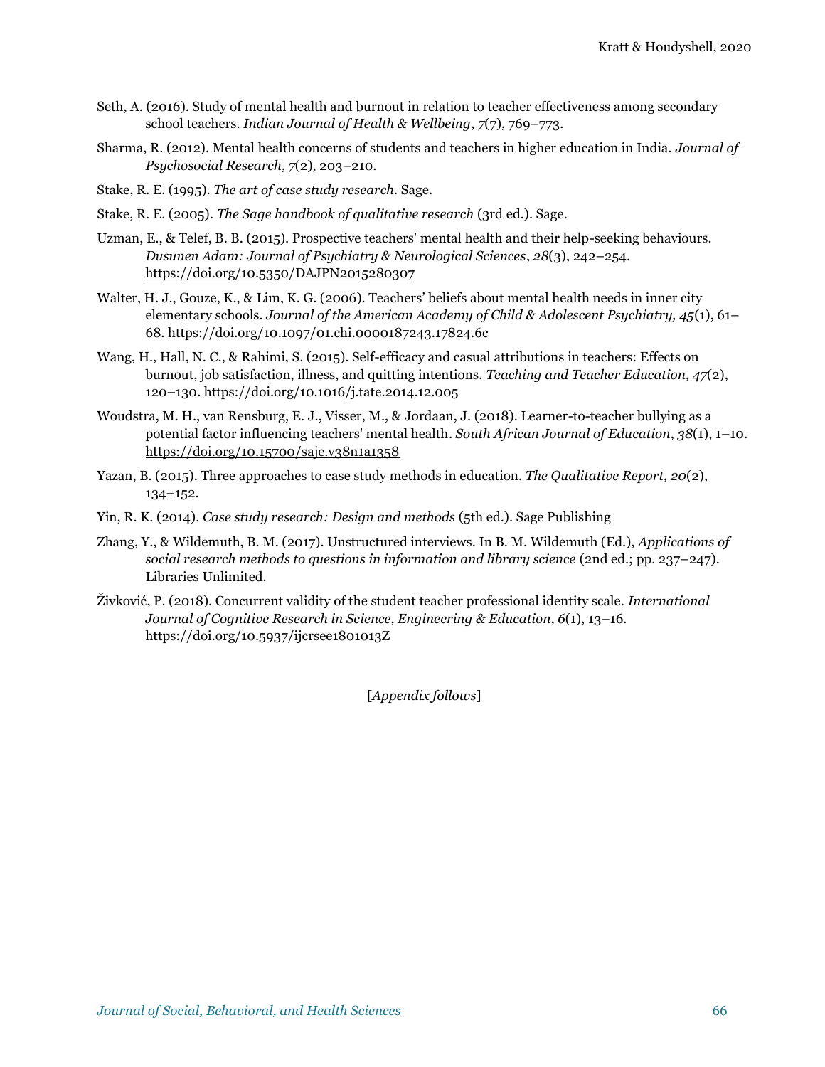Seth, A. (2016). Study of mental health and burnout in relation to teacher effectiveness among secondary school teachers. *Indian Journal of Health & Wellbeing*, *7*(7), 769–773.

Sharma, R. (2012). Mental health concerns of students and teachers in higher education in India. *Journal of Psychosocial Research*, *7*(2), 203–210.

Stake, R. E. (1995). *The art of case study research*. Sage.

Stake, R. E. (2005). *The Sage handbook of qualitative research* (3rd ed.). Sage.

Uzman, E., & Telef, B. B. (2015). Prospective teachers' mental health and their help-seeking behaviours. *Dusunen Adam: Journal of Psychiatry & Neurological Sciences*, *28*(3), 242–254. https://doi.org/10.5350/DAJPN2015280307

Walter, H. J., Gouze, K., & Lim, K. G. (2006). Teachers' beliefs about mental health needs in inner city elementary schools. *Journal of the American Academy of Child & Adolescent Psychiatry, 45*(1), 61–68. https://doi.org/10.1097/01.chi.0000187243.17824.6c

Wang, H., Hall, N. C., & Rahimi, S. (2015). Self-efficacy and casual attributions in teachers: Effects on burnout, job satisfaction, illness, and quitting intentions. *Teaching and Teacher Education, 47*(2), 120–130. https://doi.org/10.1016/j.tate.2014.12.005

Woudstra, M. H., van Rensburg, E. J., Visser, M., & Jordaan, J. (2018). Learner-to-teacher bullying as a potential factor influencing teachers' mental health. *South African Journal of Education*, *38*(1), 1–10. https://doi.org/10.15700/saje.v38n1a1358

Yazan, B. (2015). Three approaches to case study methods in education. *The Qualitative Report, 20*(2), 134–152.

Yin, R. K. (2014). *Case study research: Design and methods* (5th ed.). Sage Publishing

Zhang, Y., & Wildemuth, B. M. (2017). Unstructured interviews. In B. M. Wildemuth (Ed.), *Applications of social research methods to questions in information and library science* (2nd ed.; pp. 237–247). Libraries Unlimited.

Živković, P. (2018). Concurrent validity of the student teacher professional identity scale. *International Journal of Cognitive Research in Science, Engineering & Education*, *6*(1), 13–16. https://doi.org/10.5937/ijcrsee1801013Z

[*Appendix follows*]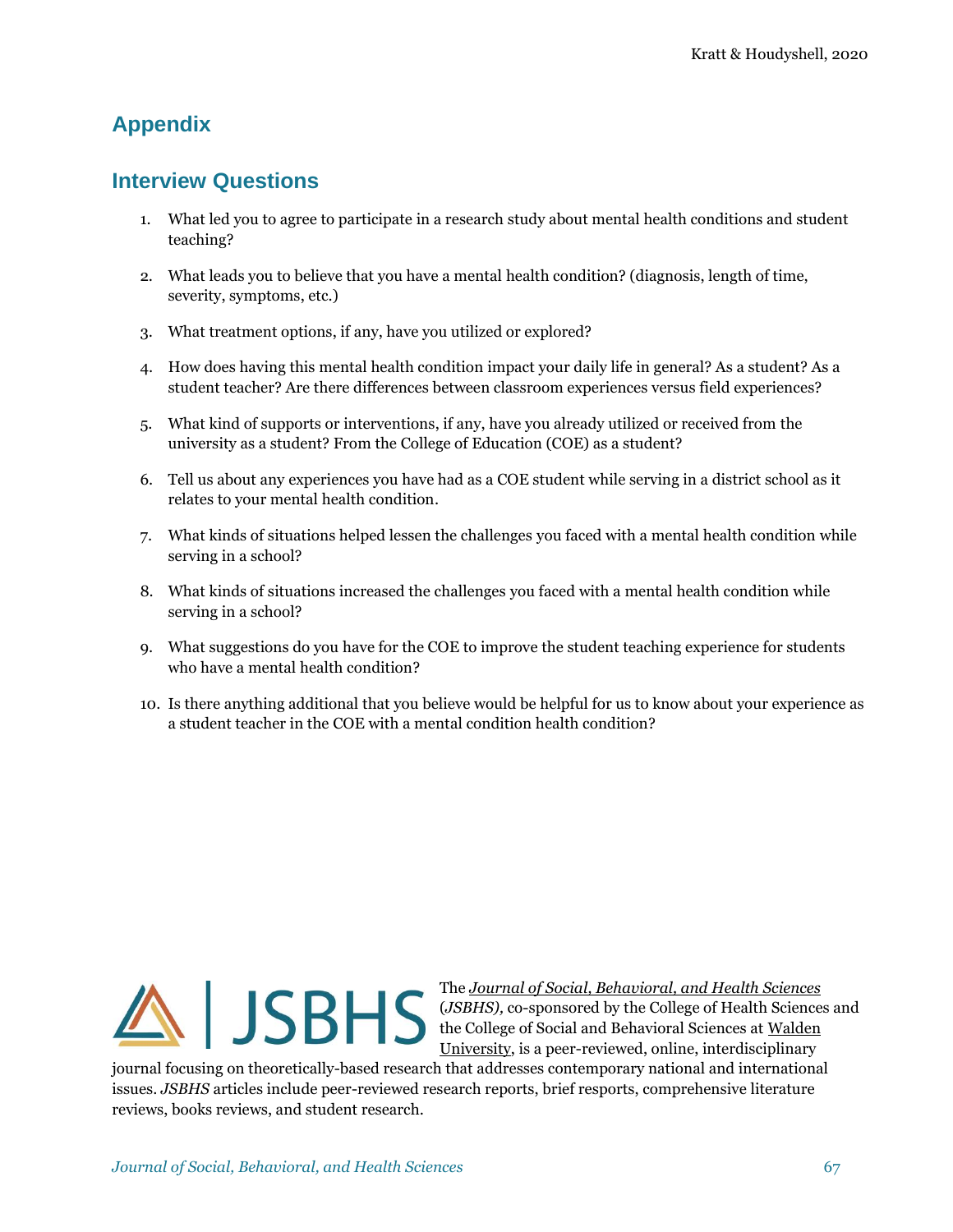## Appendix

## Interview Questions

1. What led you to agree to participate in a research study about mental health conditions and student teaching?
2. What leads you to believe that you have a mental health condition? (diagnosis, length of time, severity, symptoms, etc.)
3. What treatment options, if any, have you utilized or explored?
4. How does having this mental health condition impact your daily life in general? As a student? As a student teacher? Are there differences between classroom experiences versus field experiences?
5. What kind of supports or interventions, if any, have you already utilized or received from the university as a student? From the College of Education (COE) as a student?
6. Tell us about any experiences you have had as a COE student while serving in a district school as it relates to your mental health condition.
7. What kinds of situations helped lessen the challenges you faced with a mental health condition while serving in a school?
8. What kinds of situations increased the challenges you faced with a mental health condition while serving in a school?
9. What suggestions do you have for the COE to improve the student teaching experience for students who have a mental health condition?
10. Is there anything additional that you believe would be helpful for us to know about your experience as a student teacher in the COE with a mental condition health condition?

JSBHS

The *Journal of Social, Behavioral, and Health Sciences* (*JSBHS),* co-sponsored by the College of Health Sciences and the College of Social and Behavioral Sciences at Walden University, is a peer-reviewed, online, interdisciplinary journal focusing on theoretically-based research that addresses contemporary national and international issues. *JSBHS* articles include peer-reviewed research reports, brief resports, comprehensive literature reviews, books reviews, and student research.